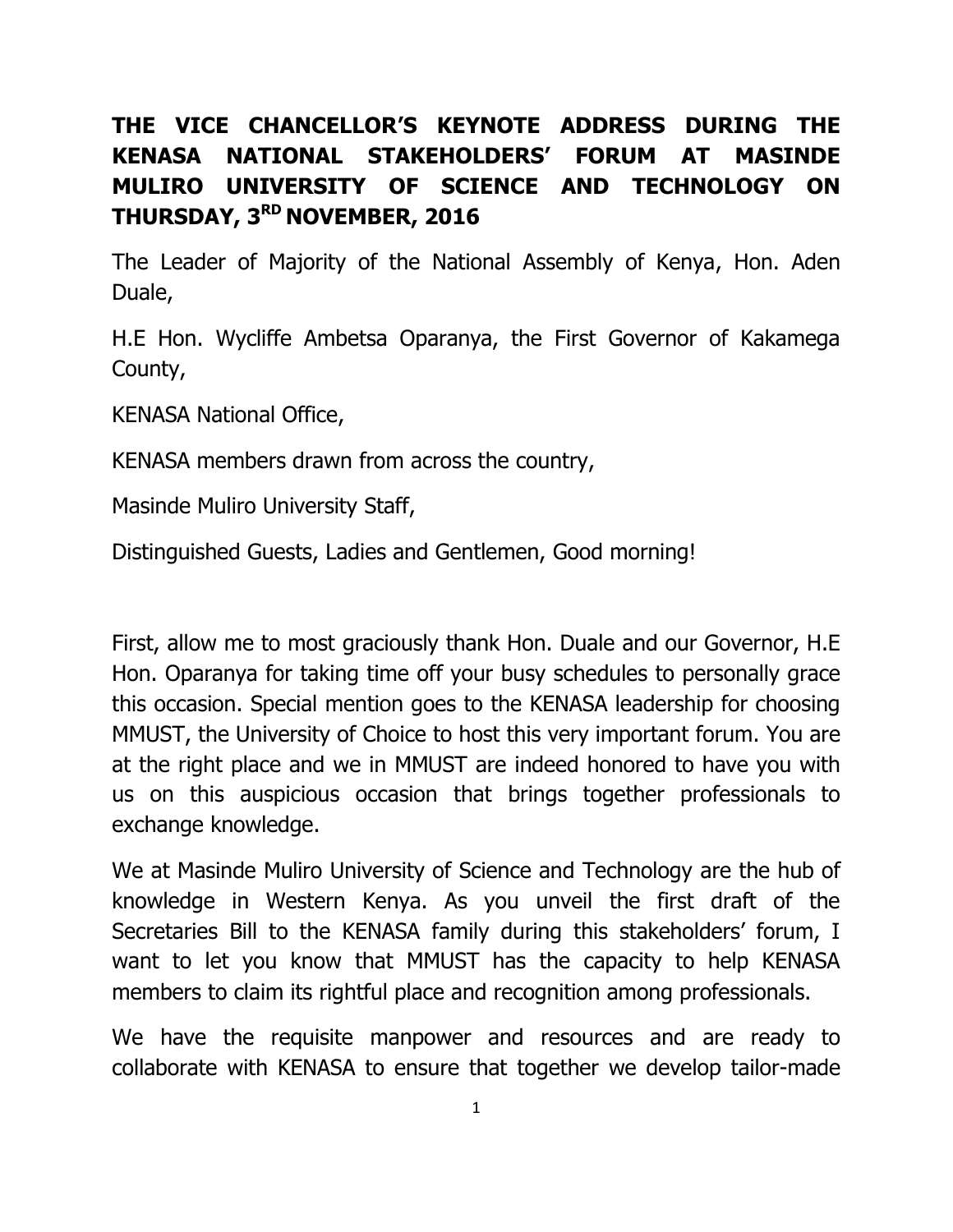# THE VICE CHANCELLOR'S KEYNOTE ADDRESS DURING THE KENASA NATIONAL STAKEHOLDERS' FORUM AT MASINDE MULIRO UNIVERSITY OF SCIENCE AND TECHNOLOGY ON THURSDAY, 3RD NOVEMBER, 2016

The Leader of Majority of the National Assembly of Kenya, Hon. Aden Duale,

H.E Hon. Wycliffe Ambetsa Oparanya, the First Governor of Kakamega County,

KENASA National Office,

KENASA members drawn from across the country,

Masinde Muliro University Staff,

Distinguished Guests, Ladies and Gentlemen, Good morning!

First, allow me to most graciously thank Hon. Duale and our Governor, H.E Hon. Oparanya for taking time off your busy schedules to personally grace this occasion. Special mention goes to the KENASA leadership for choosing MMUST, the University of Choice to host this very important forum. You are at the right place and we in MMUST are indeed honored to have you with us on this auspicious occasion that brings together professionals to exchange knowledge.

We at Masinde Muliro University of Science and Technology are the hub of knowledge in Western Kenya. As you unveil the first draft of the Secretaries Bill to the KENASA family during this stakeholders' forum, I want to let you know that MMUST has the capacity to help KENASA members to claim its rightful place and recognition among professionals.

We have the requisite manpower and resources and are ready to collaborate with KENASA to ensure that together we develop tailor-made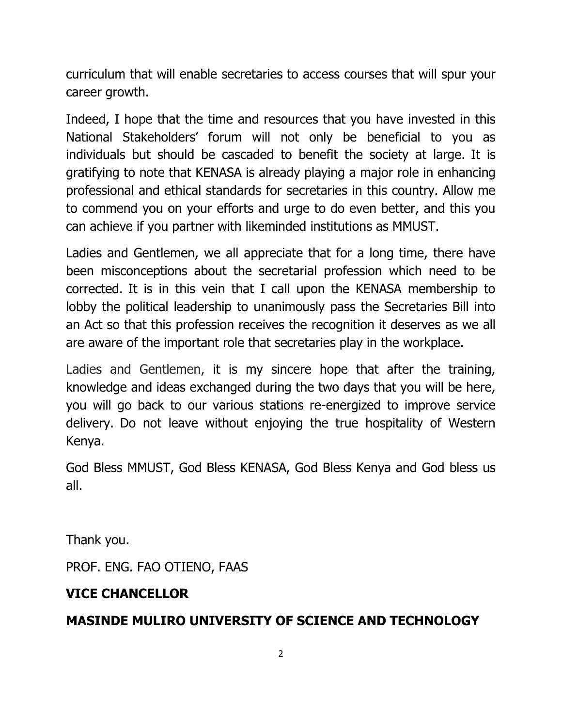curriculum that will enable secretaries to access courses that will spur your career growth.

Indeed, I hope that the time and resources that you have invested in this National Stakeholders' forum will not only be beneficial to you as individuals but should be cascaded to benefit the society at large. It is gratifying to note that KENASA is already playing a major role in enhancing professional and ethical standards for secretaries in this country. Allow me to commend you on your efforts and urge to do even better, and this you can achieve if you partner with likeminded institutions as MMUST.

Ladies and Gentlemen, we all appreciate that for a long time, there have been misconceptions about the secretarial profession which need to be corrected. It is in this vein that I call upon the KENASA membership to lobby the political leadership to unanimously pass the Secretaries Bill into an Act so that this profession receives the recognition it deserves as we all are aware of the important role that secretaries play in the workplace.

Ladies and Gentlemen, it is my sincere hope that after the training, knowledge and ideas exchanged during the two days that you will be here, you will go back to our various stations re-energized to improve service delivery. Do not leave without enjoying the true hospitality of Western Kenya.

God Bless MMUST, God Bless KENASA, God Bless Kenya and God bless us all.

Thank you.

PROF. ENG. FAO OTIENO, FAAS

**VICE CHANCELLOR**

**MASINDE MULIRO UNIVERSITY OF SCIENCE AND TECHNOLOGY**